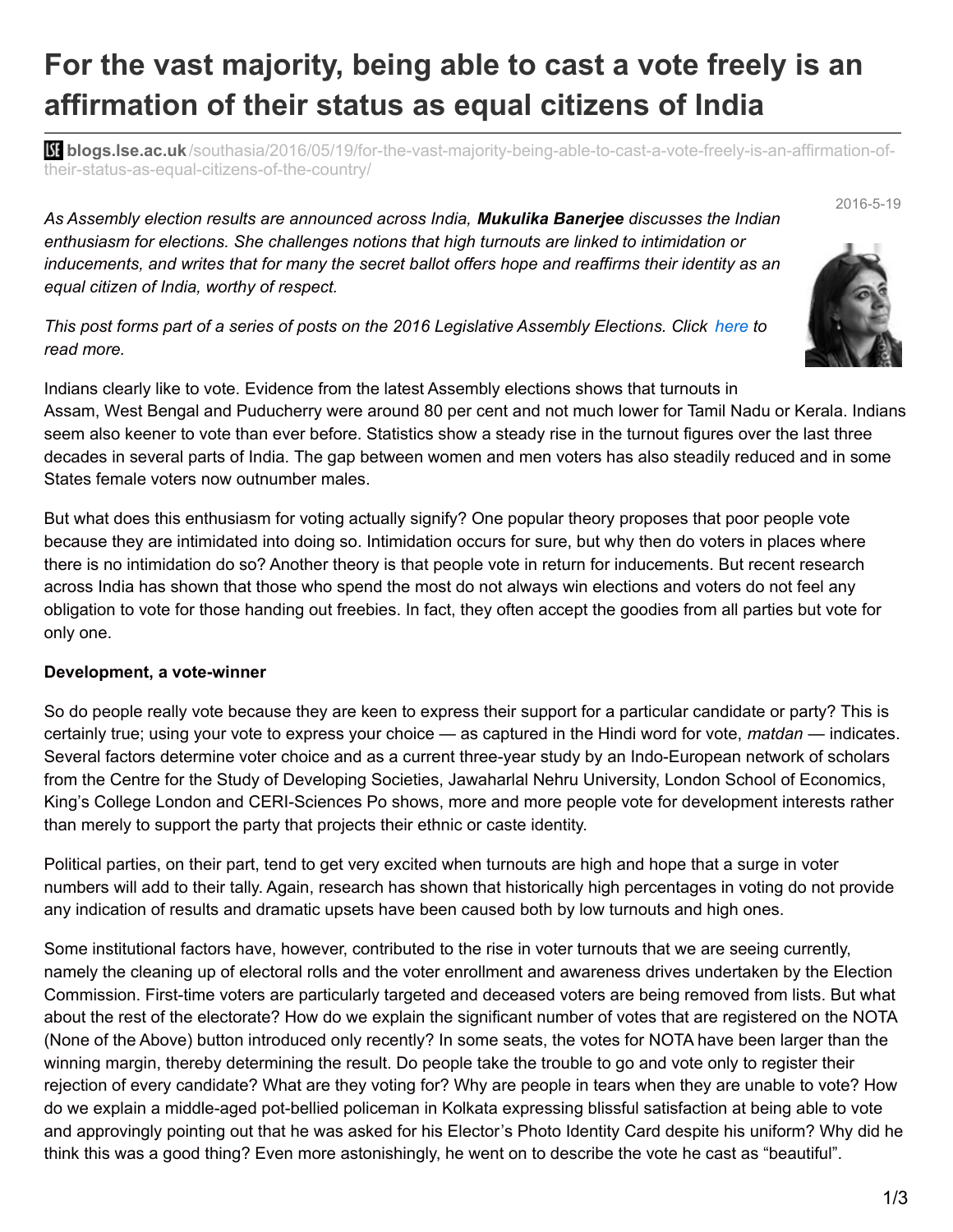# For the vast majority, being able to cast a vote freely is an affirmation of their status as equal citizens of India

**blogs.lse.ac.uk**/southasia/2016/05/19/for-the-vast-majority-being-able-to-cast-a-vote-freely-is-an-affirmation-of-their-status-as-equal-citizens-of-the-country/

2016-5-19

*As Assembly election results are announced across India, **Mukulika Banerjee** discusses the Indian enthusiasm for elections. She challenges notions that high turnouts are linked to intimidation or inducements, and writes that for many the secret ballot offers hope and reaffirms their identity as an equal citizen of India, worthy of respect.*

*This post forms part of a series of posts on the 2016 Legislative Assembly Elections. Click here to read more.*

Indians clearly like to vote. Evidence from the latest Assembly elections shows that turnouts in Assam, West Bengal and Puducherry were around 80 per cent and not much lower for Tamil Nadu or Kerala. Indians seem also keener to vote than ever before. Statistics show a steady rise in the turnout figures over the last three decades in several parts of India. The gap between women and men voters has also steadily reduced and in some States female voters now outnumber males.

But what does this enthusiasm for voting actually signify? One popular theory proposes that poor people vote because they are intimidated into doing so. Intimidation occurs for sure, but why then do voters in places where there is no intimidation do so? Another theory is that people vote in return for inducements. But recent research across India has shown that those who spend the most do not always win elections and voters do not feel any obligation to vote for those handing out freebies. In fact, they often accept the goodies from all parties but vote for only one.

**Development, a vote-winner**

So do people really vote because they are keen to express their support for a particular candidate or party? This is certainly true; using your vote to express your choice — as captured in the Hindi word for vote, *matdan* — indicates. Several factors determine voter choice and as a current three-year study by an Indo-European network of scholars from the Centre for the Study of Developing Societies, Jawaharlal Nehru University, London School of Economics, King's College London and CERI-Sciences Po shows, more and more people vote for development interests rather than merely to support the party that projects their ethnic or caste identity.

Political parties, on their part, tend to get very excited when turnouts are high and hope that a surge in voter numbers will add to their tally. Again, research has shown that historically high percentages in voting do not provide any indication of results and dramatic upsets have been caused both by low turnouts and high ones.

Some institutional factors have, however, contributed to the rise in voter turnouts that we are seeing currently, namely the cleaning up of electoral rolls and the voter enrollment and awareness drives undertaken by the Election Commission. First-time voters are particularly targeted and deceased voters are being removed from lists. But what about the rest of the electorate? How do we explain the significant number of votes that are registered on the NOTA (None of the Above) button introduced only recently? In some seats, the votes for NOTA have been larger than the winning margin, thereby determining the result. Do people take the trouble to go and vote only to register their rejection of every candidate? What are they voting for? Why are people in tears when they are unable to vote? How do we explain a middle-aged pot-bellied policeman in Kolkata expressing blissful satisfaction at being able to vote and approvingly pointing out that he was asked for his Elector's Photo Identity Card despite his uniform? Why did he think this was a good thing? Even more astonishingly, he went on to describe the vote he cast as "beautiful".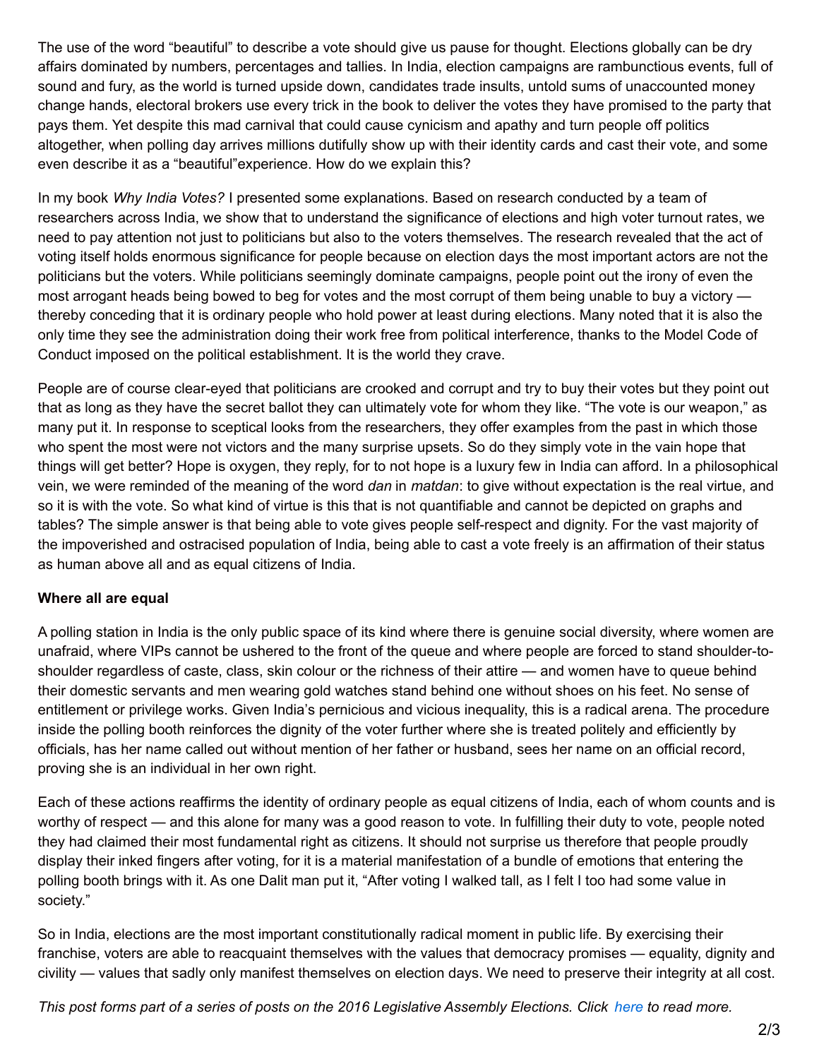The use of the word "beautiful" to describe a vote should give us pause for thought. Elections globally can be dry affairs dominated by numbers, percentages and tallies. In India, election campaigns are rambunctious events, full of sound and fury, as the world is turned upside down, candidates trade insults, untold sums of unaccounted money change hands, electoral brokers use every trick in the book to deliver the votes they have promised to the party that pays them. Yet despite this mad carnival that could cause cynicism and apathy and turn people off politics altogether, when polling day arrives millions dutifully show up with their identity cards and cast their vote, and some even describe it as a "beautiful"experience. How do we explain this?

In my book *Why India Votes?* I presented some explanations. Based on research conducted by a team of researchers across India, we show that to understand the significance of elections and high voter turnout rates, we need to pay attention not just to politicians but also to the voters themselves. The research revealed that the act of voting itself holds enormous significance for people because on election days the most important actors are not the politicians but the voters. While politicians seemingly dominate campaigns, people point out the irony of even the most arrogant heads being bowed to beg for votes and the most corrupt of them being unable to buy a victory — thereby conceding that it is ordinary people who hold power at least during elections. Many noted that it is also the only time they see the administration doing their work free from political interference, thanks to the Model Code of Conduct imposed on the political establishment. It is the world they crave.

People are of course clear-eyed that politicians are crooked and corrupt and try to buy their votes but they point out that as long as they have the secret ballot they can ultimately vote for whom they like. "The vote is our weapon," as many put it. In response to sceptical looks from the researchers, they offer examples from the past in which those who spent the most were not victors and the many surprise upsets. So do they simply vote in the vain hope that things will get better? Hope is oxygen, they reply, for to not hope is a luxury few in India can afford. In a philosophical vein, we were reminded of the meaning of the word *dan* in *matdan*: to give without expectation is the real virtue, and so it is with the vote. So what kind of virtue is this that is not quantifiable and cannot be depicted on graphs and tables? The simple answer is that being able to vote gives people self-respect and dignity. For the vast majority of the impoverished and ostracised population of India, being able to cast a vote freely is an affirmation of their status as human above all and as equal citizens of India.

**Where all are equal**

A polling station in India is the only public space of its kind where there is genuine social diversity, where women are unafraid, where VIPs cannot be ushered to the front of the queue and where people are forced to stand shoulder-to-shoulder regardless of caste, class, skin colour or the richness of their attire — and women have to queue behind their domestic servants and men wearing gold watches stand behind one without shoes on his feet. No sense of entitlement or privilege works. Given India's pernicious and vicious inequality, this is a radical arena. The procedure inside the polling booth reinforces the dignity of the voter further where she is treated politely and efficiently by officials, has her name called out without mention of her father or husband, sees her name on an official record, proving she is an individual in her own right.

Each of these actions reaffirms the identity of ordinary people as equal citizens of India, each of whom counts and is worthy of respect — and this alone for many was a good reason to vote. In fulfilling their duty to vote, people noted they had claimed their most fundamental right as citizens. It should not surprise us therefore that people proudly display their inked fingers after voting, for it is a material manifestation of a bundle of emotions that entering the polling booth brings with it. As one Dalit man put it, "After voting I walked tall, as I felt I too had some value in society."

So in India, elections are the most important constitutionally radical moment in public life. By exercising their franchise, voters are able to reacquaint themselves with the values that democracy promises — equality, dignity and civility — values that sadly only manifest themselves on election days. We need to preserve their integrity at all cost.

*This post forms part of a series of posts on the 2016 Legislative Assembly Elections. Click here to read more.*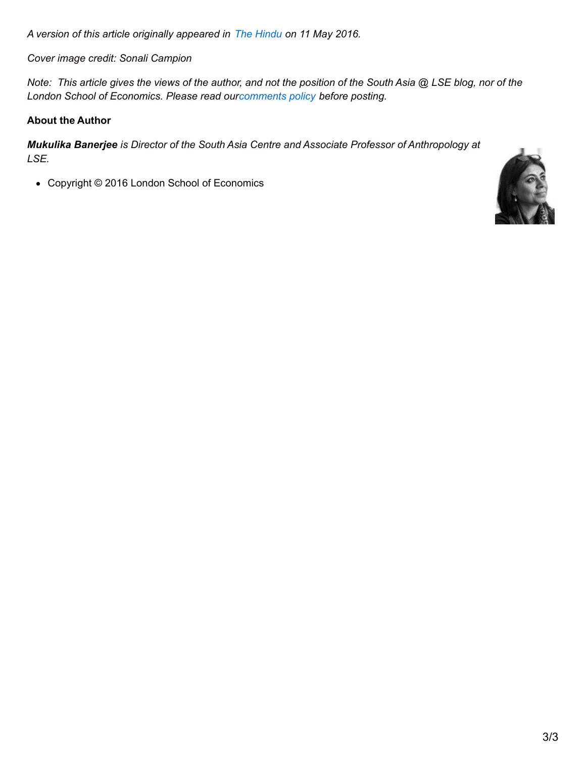*A version of this article originally appeared in The Hindu on 11 May 2016.*

*Cover image credit: Sonali Campion*

*Note: This article gives the views of the author, and not the position of the South Asia @ LSE blog, nor of the London School of Economics. Please read ourcomments policy before posting.*

**About the Author**

***Mukulika Banerjee*** *is Director of the South Asia Centre and Associate Professor of Anthropology at LSE.*

- Copyright © 2016 London School of Economics